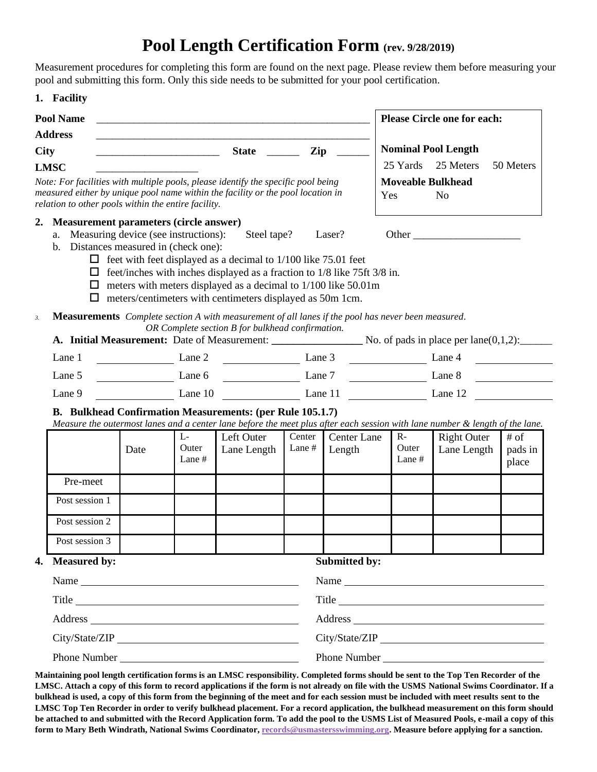# Pool Length Certification Form (rev. 9/28/2019)

Measurement procedures for completing this form are found on the next page. Please review them before measuring your pool and submitting this form. Only this side needs to be submitted for your pool certification.

**1. Facility**

**Pool Name** ______________________________________________

**Address** ______________________________________________

**City** ____________________ **State** ______ **Zip** ______

**LMSC** ________________

*Note: For facilities with multiple pools, please identify the specific pool being measured either by unique pool name within the facility or the pool location in relation to other pools within the entire facility.*

**Please Circle one for each:**

**Nominal Pool Length**

25 Yards 25 Meters 50 Meters

**Moveable Bulkhead**

Yes No

**2. Measurement parameters (circle answer)**

a. Measuring device (see instructions): Steel tape? Laser? Other ___________________

b. Distances measured in (check one):

- ☐ feet with feet displayed as a decimal to 1/100 like 75.01 feet
- ☐ feet/inches with inches displayed as a fraction to 1/8 like 75ft 3/8 in.
- ☐ meters with meters displayed as a decimal to 1/100 like 50.01m
- ☐ meters/centimeters with centimeters displayed as 50m 1cm.

**3. Measurements** *Complete section A with measurement of all lanes if the pool has never been measured. OR Complete section B for bulkhead confirmation.*

**A. Initial Measurement:** Date of Measurement: ________________ No. of pads in place per lane(0,1,2):______

Lane 1 ____________ Lane 2 ____________ Lane 3 ____________ Lane 4 ____________

Lane 5 ____________ Lane 6 ____________ Lane 7 ____________ Lane 8 ____________

Lane 9 ____________ Lane 10 ____________ Lane 11 ____________ Lane 12 ____________

**B. Bulkhead Confirmation Measurements: (per Rule 105.1.7)**

*Measure the outermost lanes and a center lane before the meet plus after each session with lane number & length of the lane.*

| | Date | L-Outer Lane # | Left Outer Lane Length | Center Lane # | Center Lane Length | R-Outer Lane # | Right Outer Lane Length | # of pads in place |
|---|---|---|---|---|---|---|---|---|
| Pre-meet | | | | | | | | |
| Post session 1 | | | | | | | | |
| Post session 2 | | | | | | | | |
| Post session 3 | | | | | | | | |

**4. Measured by:**

Name ______________________________

Title ______________________________

Address ______________________________

City/State/ZIP ______________________________

Phone Number ______________________________

**Submitted by:**

Name ______________________________

Title ______________________________

Address ______________________________

City/State/ZIP ______________________________

Phone Number ______________________________

**Maintaining pool length certification forms is an LMSC responsibility. Completed forms should be sent to the Top Ten Recorder of the LMSC. Attach a copy of this form to record applications if the form is not already on file with the USMS National Swims Coordinator. If a bulkhead is used, a copy of this form from the beginning of the meet and for each session must be included with meet results sent to the LMSC Top Ten Recorder in order to verify bulkhead placement. For a record application, the bulkhead measurement on this form should be attached to and submitted with the Record Application form. To add the pool to the USMS List of Measured Pools, e-mail a copy of this form to Mary Beth Windrath, National Swims Coordinator, records@usmastersswimming.org. Measure before applying for a sanction.**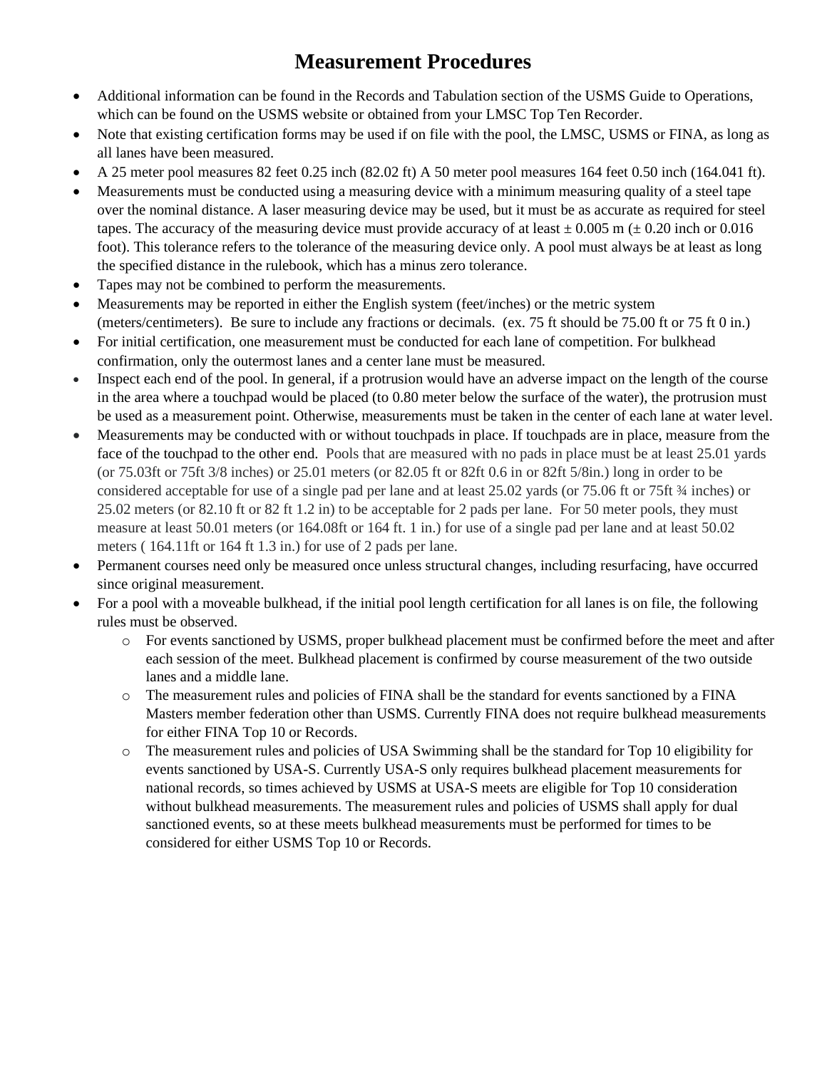# Measurement Procedures

- Additional information can be found in the Records and Tabulation section of the USMS Guide to Operations, which can be found on the USMS website or obtained from your LMSC Top Ten Recorder.
- Note that existing certification forms may be used if on file with the pool, the LMSC, USMS or FINA, as long as all lanes have been measured.
- A 25 meter pool measures 82 feet 0.25 inch (82.02 ft) A 50 meter pool measures 164 feet 0.50 inch (164.041 ft).
- Measurements must be conducted using a measuring device with a minimum measuring quality of a steel tape over the nominal distance. A laser measuring device may be used, but it must be as accurate as required for steel tapes. The accuracy of the measuring device must provide accuracy of at least ± 0.005 m (± 0.20 inch or 0.016 foot). This tolerance refers to the tolerance of the measuring device only. A pool must always be at least as long the specified distance in the rulebook, which has a minus zero tolerance.
- Tapes may not be combined to perform the measurements.
- Measurements may be reported in either the English system (feet/inches) or the metric system (meters/centimeters). Be sure to include any fractions or decimals. (ex. 75 ft should be 75.00 ft or 75 ft 0 in.)
- For initial certification, one measurement must be conducted for each lane of competition. For bulkhead confirmation, only the outermost lanes and a center lane must be measured.
- Inspect each end of the pool. In general, if a protrusion would have an adverse impact on the length of the course in the area where a touchpad would be placed (to 0.80 meter below the surface of the water), the protrusion must be used as a measurement point. Otherwise, measurements must be taken in the center of each lane at water level.
- Measurements may be conducted with or without touchpads in place. If touchpads are in place, measure from the face of the touchpad to the other end. Pools that are measured with no pads in place must be at least 25.01 yards (or 75.03ft or 75ft 3/8 inches) or 25.01 meters (or 82.05 ft or 82ft 0.6 in or 82ft 5/8in.) long in order to be considered acceptable for use of a single pad per lane and at least 25.02 yards (or 75.06 ft or 75ft ¾ inches) or 25.02 meters (or 82.10 ft or 82 ft 1.2 in) to be acceptable for 2 pads per lane. For 50 meter pools, they must measure at least 50.01 meters (or 164.08ft or 164 ft. 1 in.) for use of a single pad per lane and at least 50.02 meters ( 164.11ft or 164 ft 1.3 in.) for use of 2 pads per lane.
- Permanent courses need only be measured once unless structural changes, including resurfacing, have occurred since original measurement.
- For a pool with a moveable bulkhead, if the initial pool length certification for all lanes is on file, the following rules must be observed.
  - For events sanctioned by USMS, proper bulkhead placement must be confirmed before the meet and after each session of the meet. Bulkhead placement is confirmed by course measurement of the two outside lanes and a middle lane.
  - The measurement rules and policies of FINA shall be the standard for events sanctioned by a FINA Masters member federation other than USMS. Currently FINA does not require bulkhead measurements for either FINA Top 10 or Records.
  - The measurement rules and policies of USA Swimming shall be the standard for Top 10 eligibility for events sanctioned by USA-S. Currently USA-S only requires bulkhead placement measurements for national records, so times achieved by USMS at USA-S meets are eligible for Top 10 consideration without bulkhead measurements. The measurement rules and policies of USMS shall apply for dual sanctioned events, so at these meets bulkhead measurements must be performed for times to be considered for either USMS Top 10 or Records.